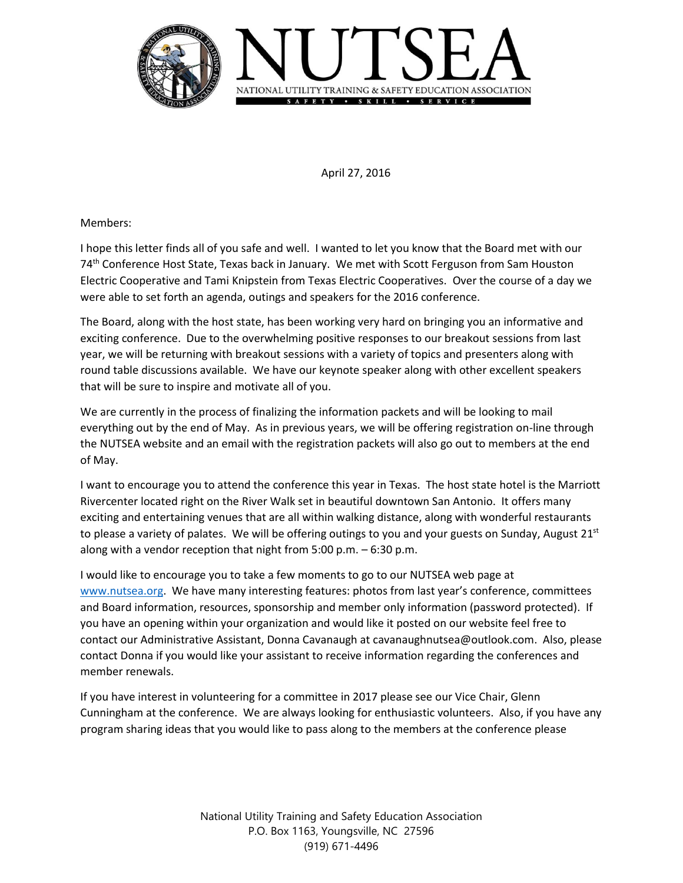# NUTSEA

NATIONAL UTILITY TRAINING & SAFETY EDUCATION ASSOCIATION

SAFETY • SKILL • SERVICE

April 27, 2016

Members:

I hope this letter finds all of you safe and well. I wanted to let you know that the Board met with our 74th Conference Host State, Texas back in January. We met with Scott Ferguson from Sam Houston Electric Cooperative and Tami Knipstein from Texas Electric Cooperatives. Over the course of a day we were able to set forth an agenda, outings and speakers for the 2016 conference.

The Board, along with the host state, has been working very hard on bringing you an informative and exciting conference. Due to the overwhelming positive responses to our breakout sessions from last year, we will be returning with breakout sessions with a variety of topics and presenters along with round table discussions available. We have our keynote speaker along with other excellent speakers that will be sure to inspire and motivate all of you.

We are currently in the process of finalizing the information packets and will be looking to mail everything out by the end of May. As in previous years, we will be offering registration on-line through the NUTSEA website and an email with the registration packets will also go out to members at the end of May.

I want to encourage you to attend the conference this year in Texas. The host state hotel is the Marriott Rivercenter located right on the River Walk set in beautiful downtown San Antonio. It offers many exciting and entertaining venues that are all within walking distance, along with wonderful restaurants to please a variety of palates. We will be offering outings to you and your guests on Sunday, August 21st along with a vendor reception that night from 5:00 p.m. – 6:30 p.m.

I would like to encourage you to take a few moments to go to our NUTSEA web page at www.nutsea.org. We have many interesting features: photos from last year's conference, committees and Board information, resources, sponsorship and member only information (password protected). If you have an opening within your organization and would like it posted on our website feel free to contact our Administrative Assistant, Donna Cavanaugh at cavanaughnutsea@outlook.com. Also, please contact Donna if you would like your assistant to receive information regarding the conferences and member renewals.

If you have interest in volunteering for a committee in 2017 please see our Vice Chair, Glenn Cunningham at the conference. We are always looking for enthusiastic volunteers. Also, if you have any program sharing ideas that you would like to pass along to the members at the conference please

National Utility Training and Safety Education Association
P.O. Box 1163, Youngsville, NC 27596
(919) 671-4496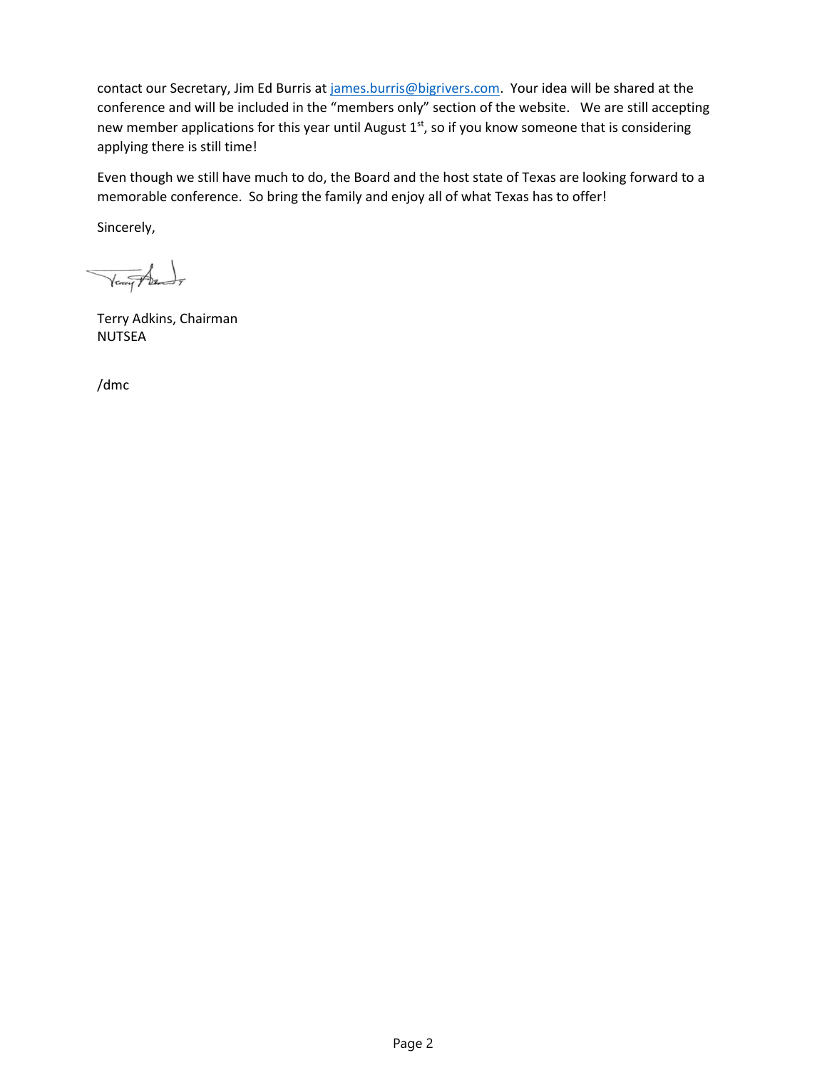contact our Secretary, Jim Ed Burris at [james.burris@bigrivers.com](mailto:james.burris@bigrivers.com). Your idea will be shared at the conference and will be included in the "members only" section of the website. We are still accepting new member applications for this year until August 1st, so if you know someone that is considering applying there is still time!

Even though we still have much to do, the Board and the host state of Texas are looking forward to a memorable conference. So bring the family and enjoy all of what Texas has to offer!

Sincerely,

Terry Adkins, Chairman
NUTSEA

/dmc